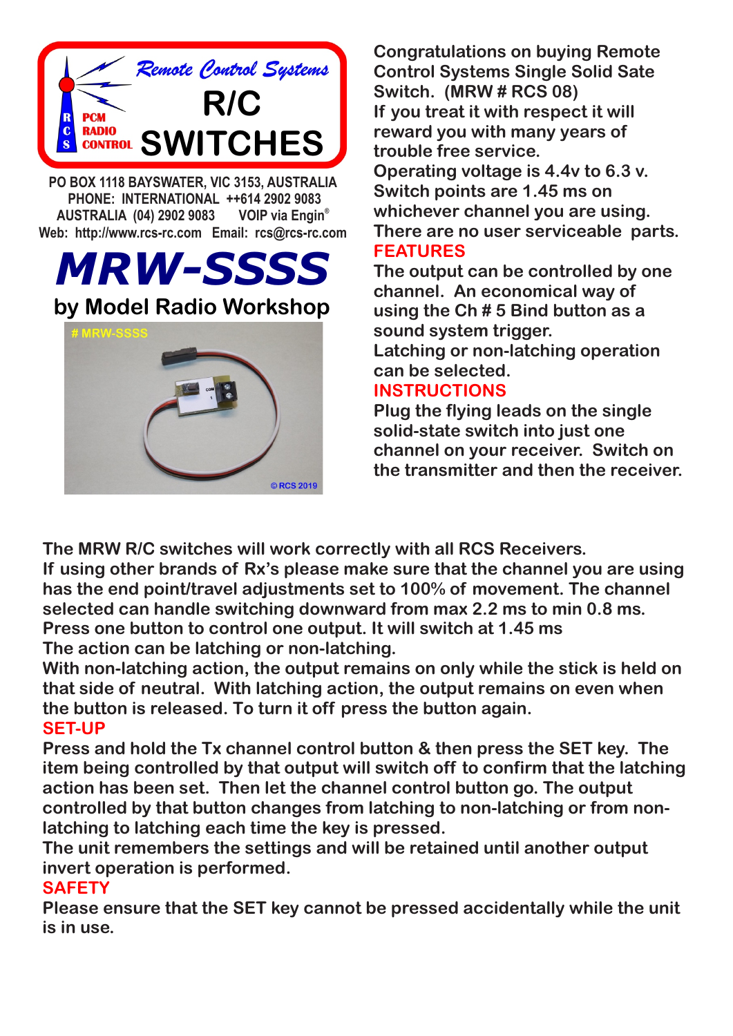Remote Control Systems

R/C SWITCHES

PCM RADIO CONTROL

PO BOX 1118 BAYSWATER, VIC 3153, AUSTRALIA
PHONE: INTERNATIONAL ++614 2902 9083
AUSTRALIA (04) 2902 9083 VOIP via Engin®
Web: http://www.rcs-rc.com Email: rcs@rcs-rc.com

# MRW-SSSS

## by Model Radio Workshop

# MRW-SSSS

© RCS 2019

**Congratulations on buying Remote Control Systems Single Solid Sate Switch. (MRW # RCS 08)**
**If you treat it with respect it will reward you with many years of trouble free service.**
**Operating voltage is 4.4v to 6.3 v.**
**Switch points are 1.45 ms on whichever channel you are using.**
**There are no user serviceable parts.**

## FEATURES

**The output can be controlled by one channel. An economical way of using the Ch # 5 Bind button as a sound system trigger.**
**Latching or non-latching operation can be selected.**

## INSTRUCTIONS

**Plug the flying leads on the single solid-state switch into just one channel on your receiver. Switch on the transmitter and then the receiver.**

**The MRW R/C switches will work correctly with all RCS Receivers.**
**If using other brands of Rx's please make sure that the channel you are using has the end point/travel adjustments set to 100% of movement. The channel selected can handle switching downward from max 2.2 ms to min 0.8 ms.**
**Press one button to control one output. It will switch at 1.45 ms**
**The action can be latching or non-latching.**
**With non-latching action, the output remains on only while the stick is held on that side of neutral. With latching action, the output remains on even when the button is released. To turn it off press the button again.**

## SET-UP

**Press and hold the Tx channel control button & then press the SET key. The item being controlled by that output will switch off to confirm that the latching action has been set. Then let the channel control button go. The output controlled by that button changes from latching to non-latching or from non-latching to latching each time the key is pressed.**
**The unit remembers the settings and will be retained until another output invert operation is performed.**

## SAFETY

**Please ensure that the SET key cannot be pressed accidentally while the unit is in use.**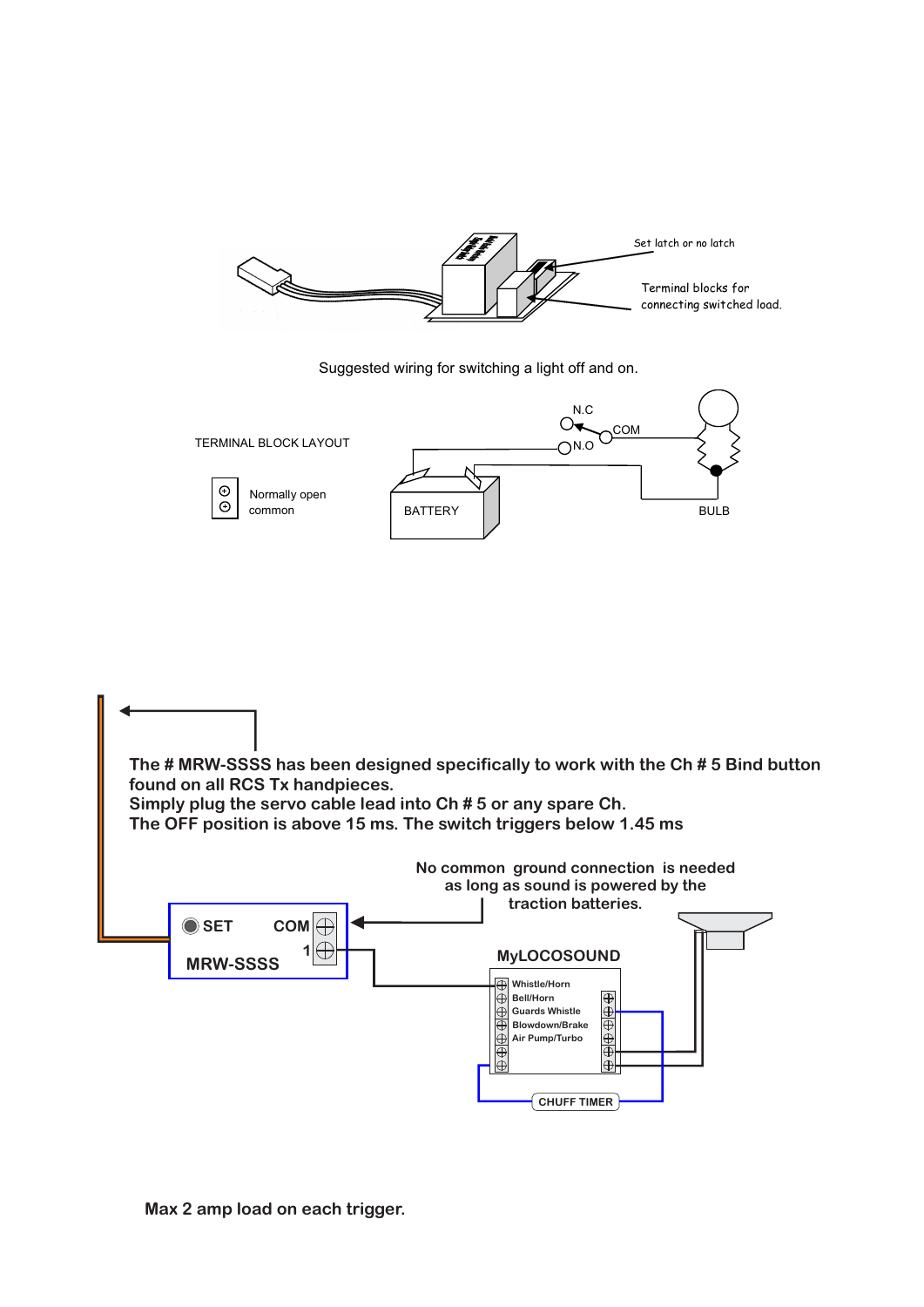Set latch or no latch

Terminal blocks for connecting switched load.

Suggested wiring for switching a light off and on.

N.C

COM

N.O

TERMINAL BLOCK LAYOUT

Normally open

common

BATTERY

BULB

**The # MRW-SSSS has been designed specifically to work with the Ch # 5 Bind button found on all RCS Tx handpieces.**
**Simply plug the servo cable lead into Ch # 5 or any spare Ch.**
**The OFF position is above 15 ms. The switch triggers below 1.45 ms**

No common ground connection is needed as long as sound is powered by the traction batteries.

SET

COM

1

MRW-SSSS

MyLOCOSOUND

Whistle/Horn

Bell/Horn

Guards Whistle

Blowdown/Brake

Air Pump/Turbo

CHUFF TIMER

**Max 2 amp load on each trigger.**